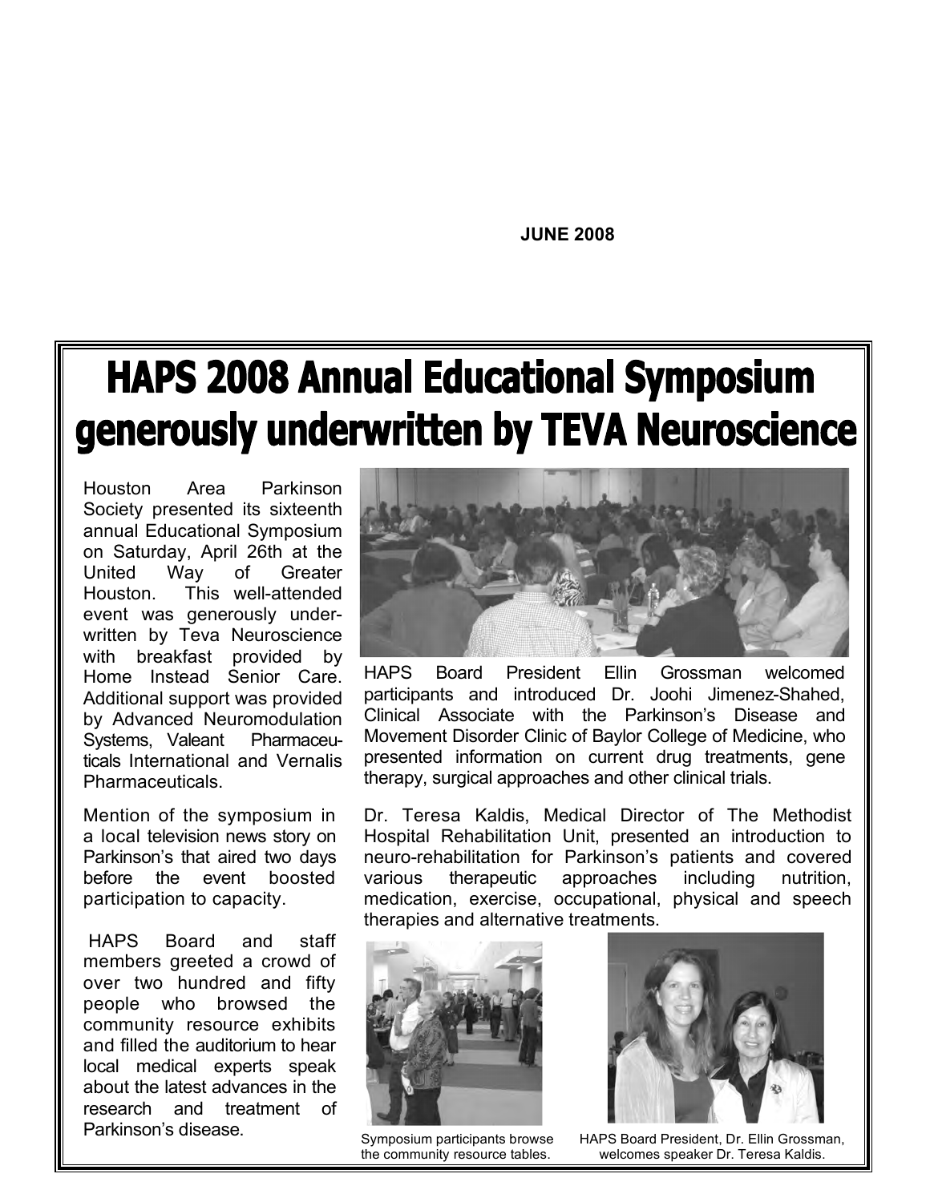**JUNE 2008**

# HAPS 2008 Annual Educational Symposium generously underwritten by TEVA Neuroscience

Houston Area Parkinson Society presented its sixteenth annual Educational Symposium on Saturday, April 26th at the United Way of Greater Houston. This well-attended event was generously underwritten by Teva Neuroscience with breakfast provided by Home Instead Senior Care. Additional support was provided by Advanced Neuromodulation Systems, Valeant Pharmaceuticals International and Vernalis Pharmaceuticals.

Mention of the symposium in a local television news story on Parkinson's that aired two days before the event boosted participation to capacity.

HAPS Board and staff members greeted a crowd of over two hundred and fifty people who browsed the community resource exhibits and filled the auditorium to hear local medical experts speak about the latest advances in the research and treatment of Parkinson's disease.

HAPS Board President Ellin Grossman welcomed participants and introduced Dr. Joohi Jimenez-Shahed, Clinical Associate with the Parkinson's Disease and Movement Disorder Clinic of Baylor College of Medicine, who presented information on current drug treatments, gene therapy, surgical approaches and other clinical trials.

Dr. Teresa Kaldis, Medical Director of The Methodist Hospital Rehabilitation Unit, presented an introduction to neuro-rehabilitation for Parkinson's patients and covered various therapeutic approaches including nutrition, medication, exercise, occupational, physical and speech therapies and alternative treatments.

Symposium participants browse the community resource tables.

HAPS Board President, Dr. Ellin Grossman, welcomes speaker Dr. Teresa Kaldis.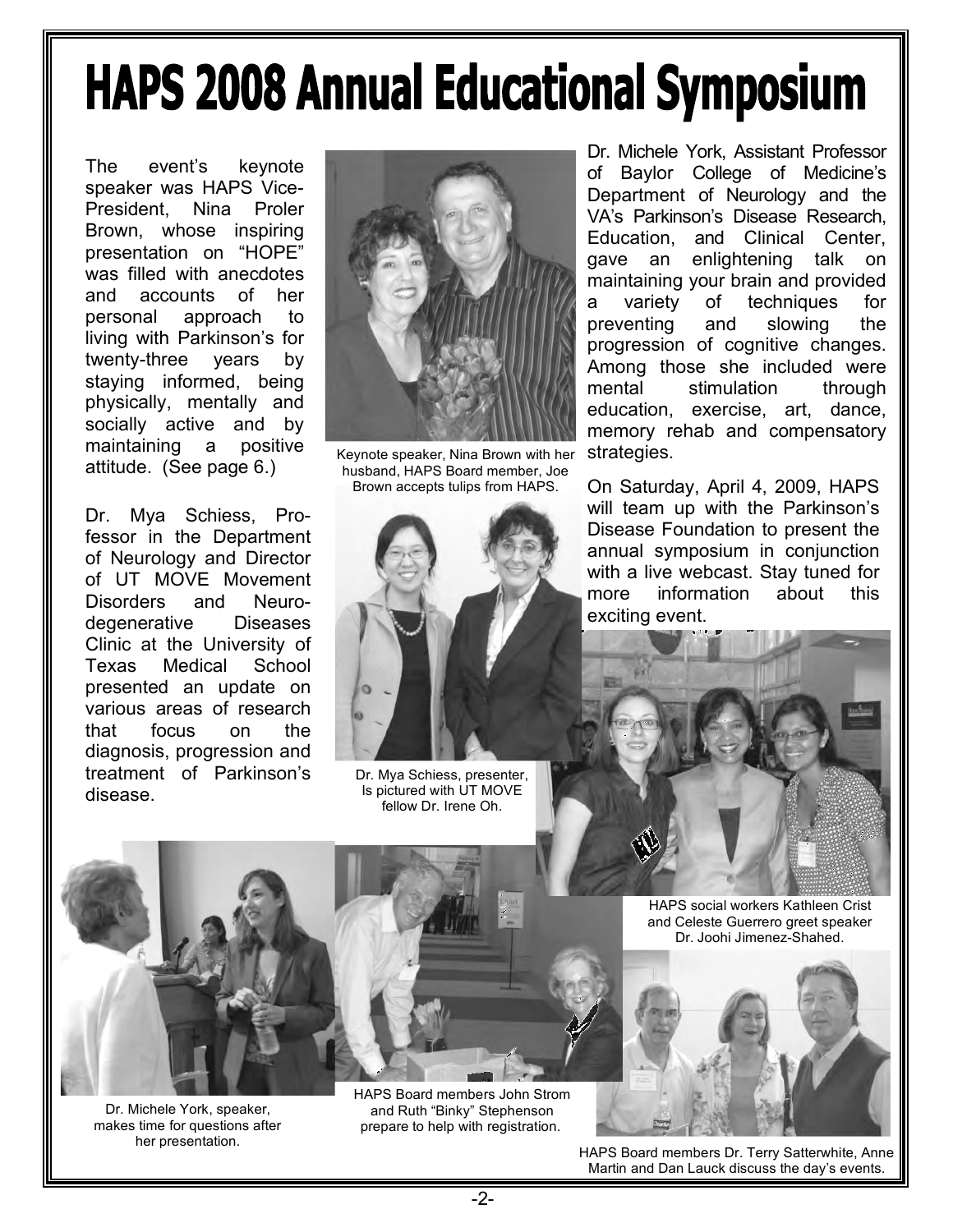# HAPS 2008 Annual Educational Symposium

The event's keynote speaker was HAPS Vice-President, Nina Proler Brown, whose inspiring presentation on "HOPE" was filled with anecdotes and accounts of her personal approach to living with Parkinson's for twenty-three years by staying informed, being physically, mentally and socially active and by maintaining a positive attitude. (See page 6.)

Keynote speaker, Nina Brown with her husband, HAPS Board member, Joe Brown accepts tulips from HAPS.

Dr. Mya Schiess, Professor in the Department of Neurology and Director of UT MOVE Movement Disorders and Neurodegenerative Diseases Clinic at the University of Texas Medical School presented an update on various areas of research that focus on the diagnosis, progression and treatment of Parkinson's disease.

Dr. Mya Schiess, presenter, Is pictured with UT MOVE fellow Dr. Irene Oh.

Dr. Michele York, Assistant Professor of Baylor College of Medicine's Department of Neurology and the VA's Parkinson's Disease Research, Education, and Clinical Center, gave an enlightening talk on maintaining your brain and provided a variety of techniques for preventing and slowing the progression of cognitive changes. Among those she included were mental stimulation through education, exercise, art, dance, memory rehab and compensatory strategies.

On Saturday, April 4, 2009, HAPS will team up with the Parkinson's Disease Foundation to present the annual symposium in conjunction with a live webcast. Stay tuned for more information about this exciting event.

HAPS social workers Kathleen Crist and Celeste Guerrero greet speaker Dr. Joohi Jimenez-Shahed.

Dr. Michele York, speaker, makes time for questions after her presentation.

HAPS Board members John Strom and Ruth "Binky" Stephenson prepare to help with registration.

HAPS Board members Dr. Terry Satterwhite, Anne Martin and Dan Lauck discuss the day's events.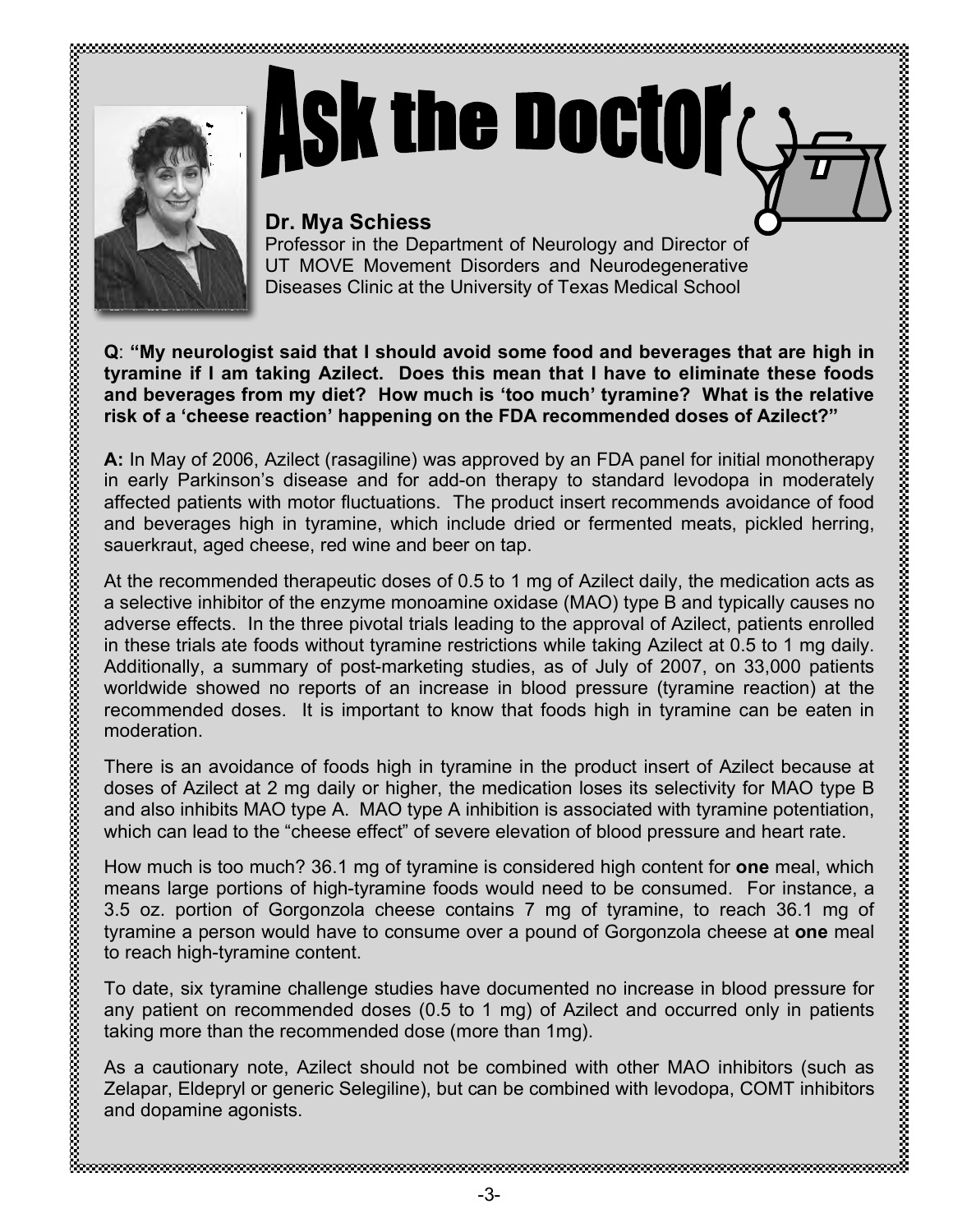# Ask the Doctor

**Dr. Mya Schiess**
Professor in the Department of Neurology and Director of UT MOVE Movement Disorders and Neurodegenerative Diseases Clinic at the University of Texas Medical School

**Q**: **"My neurologist said that I should avoid some food and beverages that are high in tyramine if I am taking Azilect. Does this mean that I have to eliminate these foods and beverages from my diet? How much is 'too much' tyramine? What is the relative risk of a 'cheese reaction' happening on the FDA recommended doses of Azilect?"**

**A:** In May of 2006, Azilect (rasagiline) was approved by an FDA panel for initial monotherapy in early Parkinson's disease and for add-on therapy to standard levodopa in moderately affected patients with motor fluctuations. The product insert recommends avoidance of food and beverages high in tyramine, which include dried or fermented meats, pickled herring, sauerkraut, aged cheese, red wine and beer on tap.

At the recommended therapeutic doses of 0.5 to 1 mg of Azilect daily, the medication acts as a selective inhibitor of the enzyme monoamine oxidase (MAO) type B and typically causes no adverse effects. In the three pivotal trials leading to the approval of Azilect, patients enrolled in these trials ate foods without tyramine restrictions while taking Azilect at 0.5 to 1 mg daily. Additionally, a summary of post-marketing studies, as of July of 2007, on 33,000 patients worldwide showed no reports of an increase in blood pressure (tyramine reaction) at the recommended doses. It is important to know that foods high in tyramine can be eaten in moderation.

There is an avoidance of foods high in tyramine in the product insert of Azilect because at doses of Azilect at 2 mg daily or higher, the medication loses its selectivity for MAO type B and also inhibits MAO type A. MAO type A inhibition is associated with tyramine potentiation, which can lead to the "cheese effect" of severe elevation of blood pressure and heart rate.

How much is too much? 36.1 mg of tyramine is considered high content for **one** meal, which means large portions of high-tyramine foods would need to be consumed. For instance, a 3.5 oz. portion of Gorgonzola cheese contains 7 mg of tyramine, to reach 36.1 mg of tyramine a person would have to consume over a pound of Gorgonzola cheese at **one** meal to reach high-tyramine content.

To date, six tyramine challenge studies have documented no increase in blood pressure for any patient on recommended doses (0.5 to 1 mg) of Azilect and occurred only in patients taking more than the recommended dose (more than 1mg).

As a cautionary note, Azilect should not be combined with other MAO inhibitors (such as Zelapar, Eldepryl or generic Selegiline), but can be combined with levodopa, COMT inhibitors and dopamine agonists.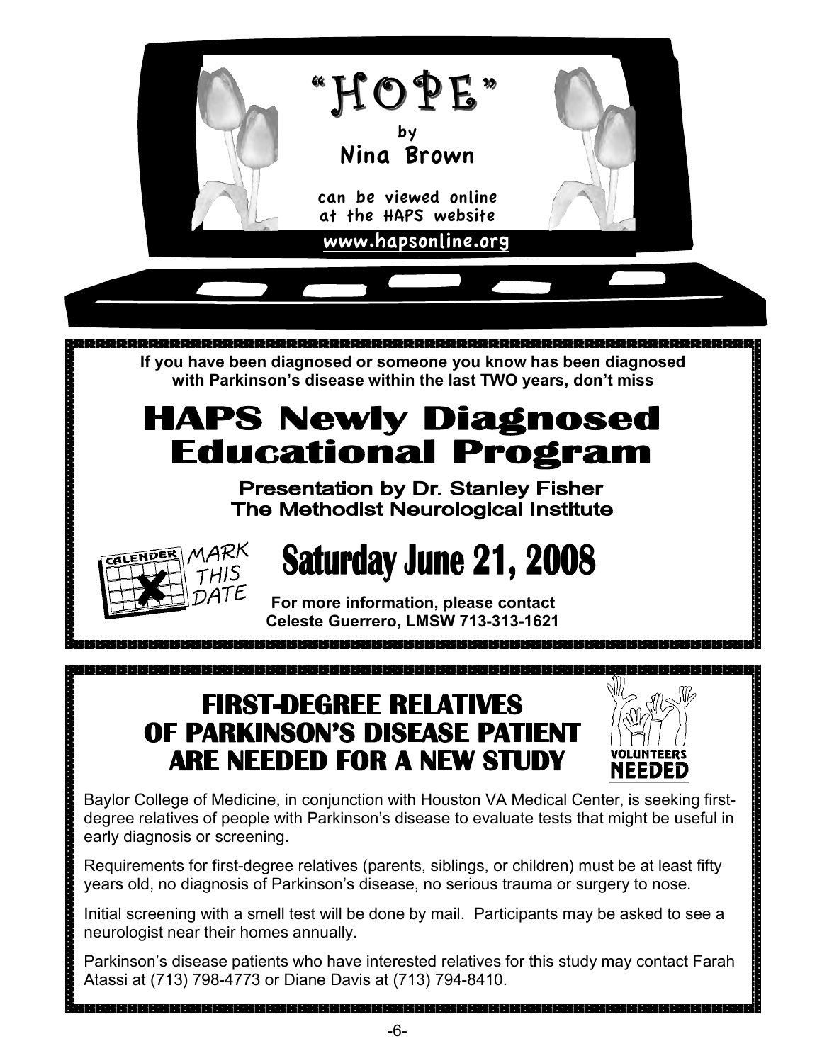# "HOPE"

by

**Nina Brown**

can be viewed online at the HAPS website

www.hapsonline.org

---

**If you have been diagnosed or someone you know has been diagnosed with Parkinson's disease within the last TWO years, don't miss**

# HAPS Newly Diagnosed Educational Program

**Presentation by Dr. Stanley Fisher**
**The Methodist Neurological Institute**

CALENDER — MARK THIS DATE

## Saturday June 21, 2008

**For more information, please contact Celeste Guerrero, LMSW 713-313-1621**

---

## FIRST-DEGREE RELATIVES OF PARKINSON'S DISEASE PATIENT ARE NEEDED FOR A NEW STUDY

VOLUNTEERS NEEDED

Baylor College of Medicine, in conjunction with Houston VA Medical Center, is seeking first-degree relatives of people with Parkinson's disease to evaluate tests that might be useful in early diagnosis or screening.

Requirements for first-degree relatives (parents, siblings, or children) must be at least fifty years old, no diagnosis of Parkinson's disease, no serious trauma or surgery to nose.

Initial screening with a smell test will be done by mail. Participants may be asked to see a neurologist near their homes annually.

Parkinson's disease patients who have interested relatives for this study may contact Farah Atassi at (713) 798-4773 or Diane Davis at (713) 794-8410.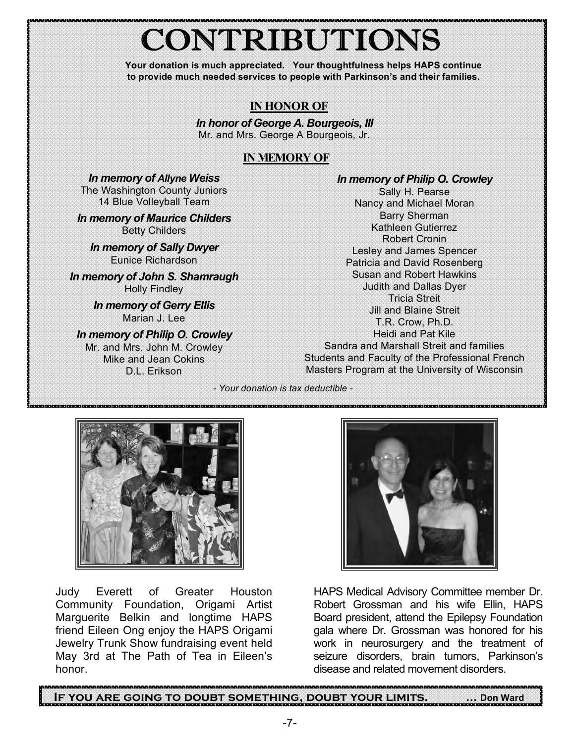# CONTRIBUTIONS

**Your donation is much appreciated. Your thoughtfulness helps HAPS continue to provide much needed services to people with Parkinson's and their families.**

## IN HONOR OF

***In honor of George A. Bourgeois, III***
Mr. and Mrs. George A Bourgeois, Jr.

## IN MEMORY OF

***In memory of Allyne Weiss***
The Washington County Juniors
14 Blue Volleyball Team

***In memory of Maurice Childers***
Betty Childers

***In memory of Sally Dwyer***
Eunice Richardson

***In memory of John S. Shamraugh***
Holly Findley

***In memory of Gerry Ellis***
Marian J. Lee

***In memory of Philip O. Crowley***
Mr. and Mrs. John M. Crowley
Mike and Jean Cokins
D.L. Erikson

***In memory of Philip O. Crowley***
Sally H. Pearse
Nancy and Michael Moran
Barry Sherman
Kathleen Gutierrez
Robert Cronin
Lesley and James Spencer
Patricia and David Rosenberg
Susan and Robert Hawkins
Judith and Dallas Dyer
Tricia Streit
Jill and Blaine Streit
T.R. Crow, Ph.D.
Heidi and Pat Kile
Sandra and Marshall Streit and families
Students and Faculty of the Professional French Masters Program at the University of Wisconsin

*- Your donation is tax deductible -*

Judy Everett of Greater Houston Community Foundation, Origami Artist Marguerite Belkin and longtime HAPS friend Eileen Ong enjoy the HAPS Origami Jewelry Trunk Show fundraising event held May 3rd at The Path of Tea in Eileen's honor.

HAPS Medical Advisory Committee member Dr. Robert Grossman and his wife Ellin, HAPS Board president, attend the Epilepsy Foundation gala where Dr. Grossman was honored for his work in neurosurgery and the treatment of seizure disorders, brain tumors, Parkinson's disease and related movement disorders.

**IF YOU ARE GOING TO DOUBT SOMETHING, DOUBT YOUR LIMITS. … Don Ward**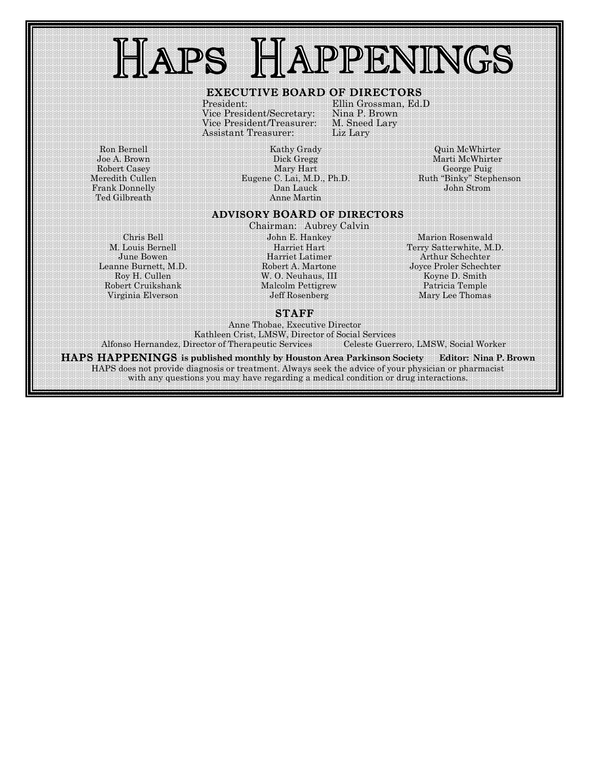# HAPS HAPPENINGS

## EXECUTIVE BOARD OF DIRECTORS

President: Ellin Grossman, Ed.D
Vice President/Secretary: Nina P. Brown
Vice President/Treasurer: M. Sneed Lary
Assistant Treasurer: Liz Lary

Ron Bernell
Joe A. Brown
Robert Casey
Meredith Cullen
Frank Donnelly
Ted Gilbreath
Kathy Grady
Dick Gregg
Mary Hart
Eugene C. Lai, M.D., Ph.D.
Dan Lauck
Anne Martin
Quin McWhirter
Marti McWhirter
George Puig
Ruth "Binky" Stephenson
John Strom

## ADVISORY BOARD OF DIRECTORS

Chairman: Aubrey Calvin

Chris Bell
M. Louis Bernell
June Bowen
Leanne Burnett, M.D.
Roy H. Cullen
Robert Cruikshank
Virginia Elverson
John E. Hankey
Harriet Hart
Harriet Latimer
Robert A. Martone
W. O. Neuhaus, III
Malcolm Pettigrew
Jeff Rosenberg
Marion Rosenwald
Terry Satterwhite, M.D.
Arthur Schechter
Joyce Proler Schechter
Koyne D. Smith
Patricia Temple
Mary Lee Thomas

## STAFF

Anne Thobae, Executive Director
Kathleen Crist, LMSW, Director of Social Services
Alfonso Hernandez, Director of Therapeutic Services
Celeste Guerrero, LMSW, Social Worker

**HAPS HAPPENINGS is published monthly by Houston Area Parkinson Society** **Editor: Nina P. Brown**

HAPS does not provide diagnosis or treatment. Always seek the advice of your physician or pharmacist with any questions you may have regarding a medical condition or drug interactions.